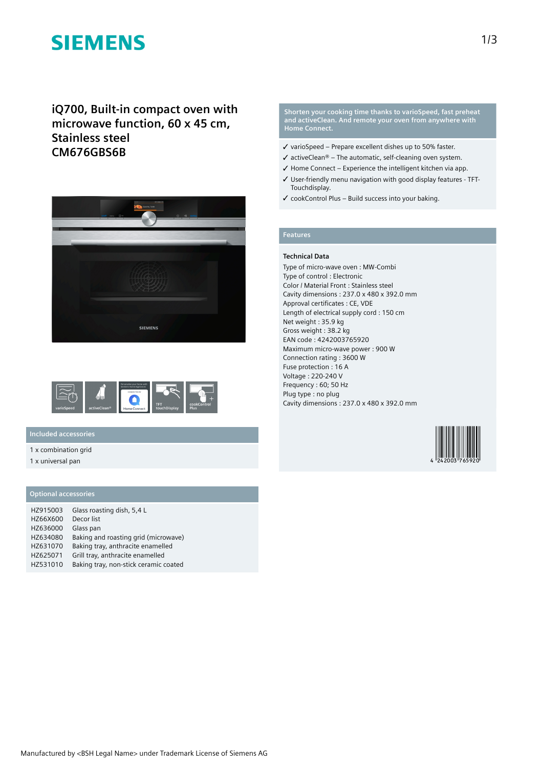# SIEMENS

## iQ700, Built-in compact oven with microwave function, 60 x 45 cm, Stainless steel CM676GBS6B

### Included accessories

1 x combination grid
1 x universal pan

### Optional accessories

| | |
|---|---|
| HZ915003 | Glass roasting dish, 5,4 L |
| HZ66X600 | Decor list |
| HZ636000 | Glass pan |
| HZ634080 | Baking and roasting grid (microwave) |
| HZ631070 | Baking tray, anthracite enamelled |
| HZ625071 | Grill tray, anthracite enamelled |
| HZ531010 | Baking tray, non-stick ceramic coated |

**Shorten your cooking time thanks to varioSpeed, fast preheat and activeClean. And remote your oven from anywhere with Home Connect.**

- ✓ varioSpeed – Prepare excellent dishes up to 50% faster.
- ✓ activeClean® – The automatic, self-cleaning oven system.
- ✓ Home Connect – Experience the intelligent kitchen via app.
- ✓ User-friendly menu navigation with good display features - TFT-Touchdisplay.
- ✓ cookControl Plus – Build success into your baking.

### Features

**Technical Data**

Type of micro-wave oven : MW-Combi
Type of control : Electronic
Color / Material Front : Stainless steel
Cavity dimensions : 237.0 x 480 x 392.0 mm
Approval certificates : CE, VDE
Length of electrical supply cord : 150 cm
Net weight : 35.9 kg
Gross weight : 38.2 kg
EAN code : 4242003765920
Maximum micro-wave power : 900 W
Connection rating : 3600 W
Fuse protection : 16 A
Voltage : 220-240 V
Frequency : 60; 50 Hz
Plug type : no plug
Cavity dimensions : 237.0 x 480 x 392.0 mm

4 242003 765920

Manufactured by <BSH Legal Name> under Trademark License of Siemens AG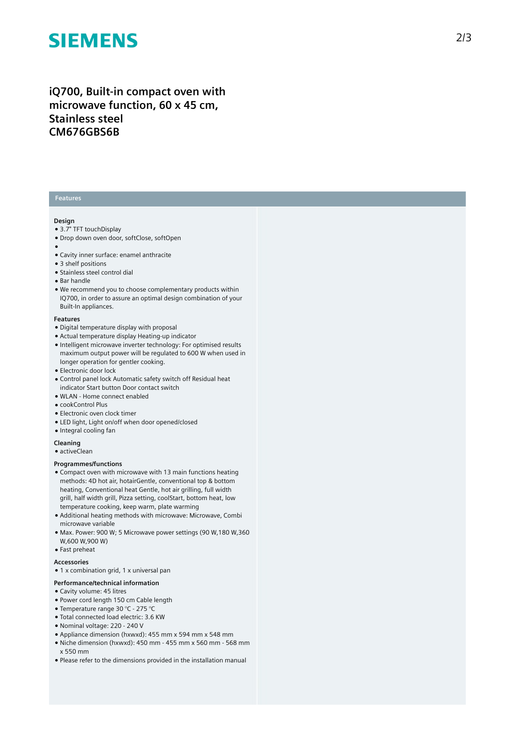# iQ700, Built-in compact oven with microwave function, 60 x 45 cm, Stainless steel CM676GBS6B

## Features

### Design

- 3.7" TFT touchDisplay
- Drop down oven door, softClose, softOpen
- 
- Cavity inner surface: enamel anthracite
- 3 shelf positions
- Stainless steel control dial
- Bar handle
- We recommend you to choose complementary products within IQ700, in order to assure an optimal design combination of your Built-In appliances.

### Features

- Digital temperature display with proposal
- Actual temperature display Heating-up indicator
- Intelligent microwave inverter technology: For optimised results maximum output power will be regulated to 600 W when used in longer operation for gentler cooking.
- Electronic door lock
- Control panel lock Automatic safety switch off Residual heat indicator Start button Door contact switch
- WLAN - Home connect enabled
- cookControl Plus
- Electronic oven clock timer
- LED light, Light on/off when door opened/closed
- Integral cooling fan

### Cleaning

- activeClean

### Programmes/functions

- Compact oven with microwave with 13 main functions heating methods: 4D hot air, hotairGentle, conventional top & bottom heating, Conventional heat Gentle, hot air grilling, full width grill, half width grill, Pizza setting, coolStart, bottom heat, low temperature cooking, keep warm, plate warming
- Additional heating methods with microwave: Microwave, Combi microwave variable
- Max. Power: 900 W; 5 Microwave power settings (90 W,180 W,360 W,600 W,900 W)
- Fast preheat

### Accessories

- 1 x combination grid, 1 x universal pan

### Performance/technical information

- Cavity volume: 45 litres
- Power cord length 150 cm Cable length
- Temperature range 30 °C - 275 °C
- Total connected load electric: 3.6 KW
- Nominal voltage: 220 - 240 V
- Appliance dimension (hxwxd): 455 mm x 594 mm x 548 mm
- Niche dimension (hxwxd): 450 mm - 455 mm x 560 mm - 568 mm x 550 mm
- Please refer to the dimensions provided in the installation manual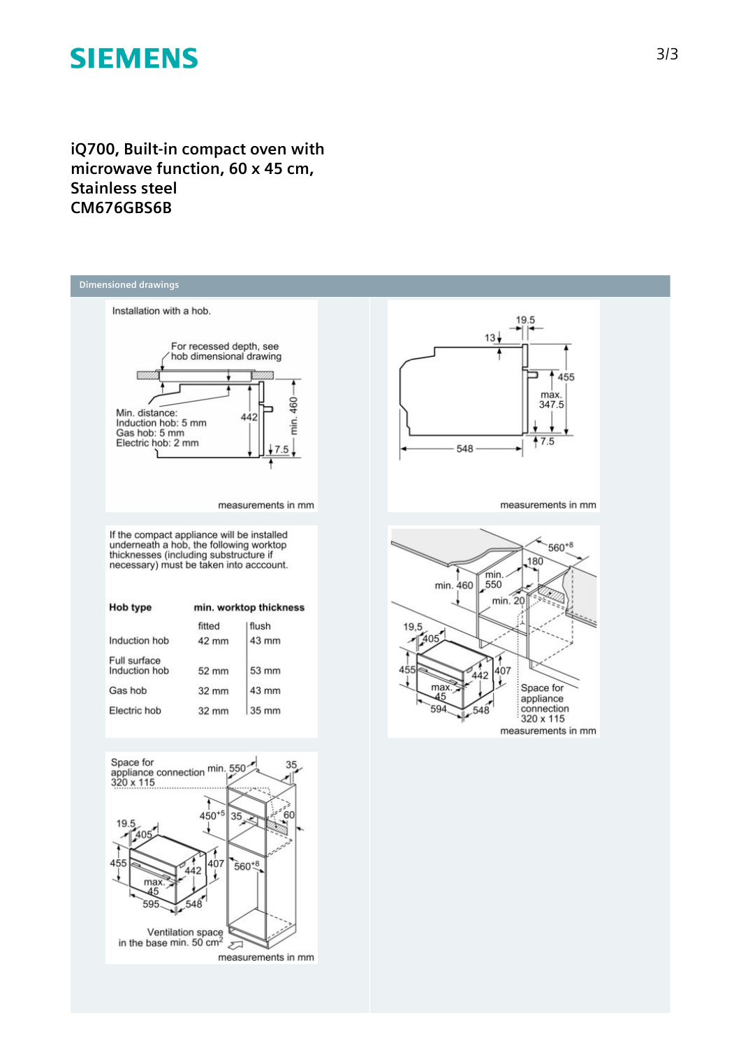SIEMENS

iQ700, Built-in compact oven with microwave function, 60 x 45 cm, Stainless steel
CM676GBS6B

## Dimensioned drawings

Installation with a hob.

For recessed depth, see hob dimensional drawing

Min. distance:
Induction hob: 5 mm
Gas hob: 5 mm
Electric hob: 2 mm

442
min. 460
7.5

measurements in mm

19.5
13
455
max. 347.5
7.5
548

measurements in mm

If the compact appliance will be installed underneath a hob, the following worktop thicknesses (including substructure if necessary) must be taken into acccount.

| Hob type | min. worktop thickness | |
|---|---|---|
| | fitted | flush |
| Induction hob | 42 mm | 43 mm |
| Full surface Induction hob | 52 mm | 53 mm |
| Gas hob | 32 mm | 43 mm |
| Electric hob | 32 mm | 35 mm |

$560^{+8}$
180
min. 460
min. 550
min. 20
19,5
405
455
442
407
max. 45
594
548
Space for appliance connection 320 x 115

measurements in mm

Space for appliance connection 320 x 115
min. 550
35
$450^{+5}$
35
60
19.5
405
455
442
407
$560^{+8}$
max. 45
595
548
Ventilation space in the base min. 50 cm$^2$

measurements in mm